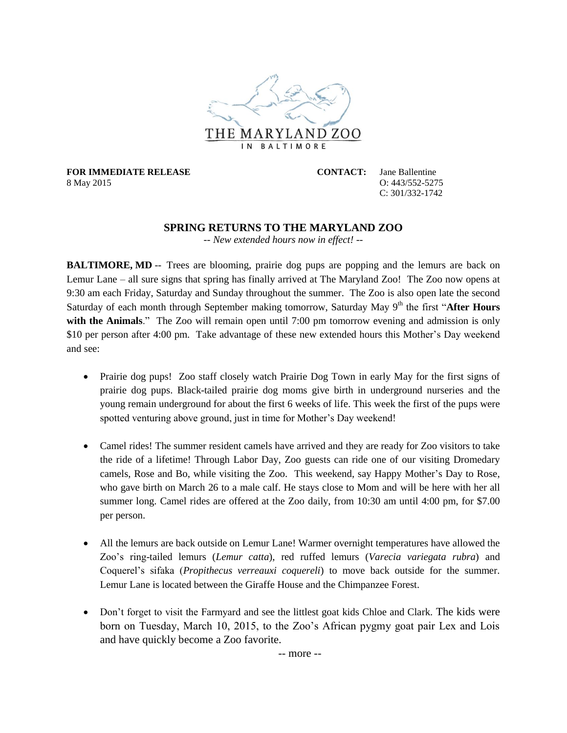THE MARYLAND ZOO IN BALTIMORE

**FOR IMMEDIATE RELEASE**
8 May 2015

**CONTACT:** Jane Ballentine
O: 443/552-5275
C: 301/332-1742

## SPRING RETURNS TO THE MARYLAND ZOO

*-- New extended hours now in effect! --*

**BALTIMORE, MD** -- Trees are blooming, prairie dog pups are popping and the lemurs are back on Lemur Lane – all sure signs that spring has finally arrived at The Maryland Zoo! The Zoo now opens at 9:30 am each Friday, Saturday and Sunday throughout the summer. The Zoo is also open late the second Saturday of each month through September making tomorrow, Saturday May 9th the first "**After Hours with the Animals**." The Zoo will remain open until 7:00 pm tomorrow evening and admission is only $10 per person after 4:00 pm. Take advantage of these new extended hours this Mother's Day weekend and see:

- Prairie dog pups! Zoo staff closely watch Prairie Dog Town in early May for the first signs of prairie dog pups. Black-tailed prairie dog moms give birth in underground nurseries and the young remain underground for about the first 6 weeks of life. This week the first of the pups were spotted venturing above ground, just in time for Mother's Day weekend!

- Camel rides! The summer resident camels have arrived and they are ready for Zoo visitors to take the ride of a lifetime! Through Labor Day, Zoo guests can ride one of our visiting Dromedary camels, Rose and Bo, while visiting the Zoo. This weekend, say Happy Mother's Day to Rose, who gave birth on March 26 to a male calf. He stays close to Mom and will be here with her all summer long. Camel rides are offered at the Zoo daily, from 10:30 am until 4:00 pm, for $7.00 per person.

- All the lemurs are back outside on Lemur Lane! Warmer overnight temperatures have allowed the Zoo's ring-tailed lemurs (*Lemur catta*), red ruffed lemurs (*Varecia variegata rubra*) and Coquerel's sifaka (*Propithecus verreauxi coquereli*) to move back outside for the summer. Lemur Lane is located between the Giraffe House and the Chimpanzee Forest.

- Don't forget to visit the Farmyard and see the littlest goat kids Chloe and Clark. The kids were born on Tuesday, March 10, 2015, to the Zoo's African pygmy goat pair Lex and Lois and have quickly become a Zoo favorite.

-- more --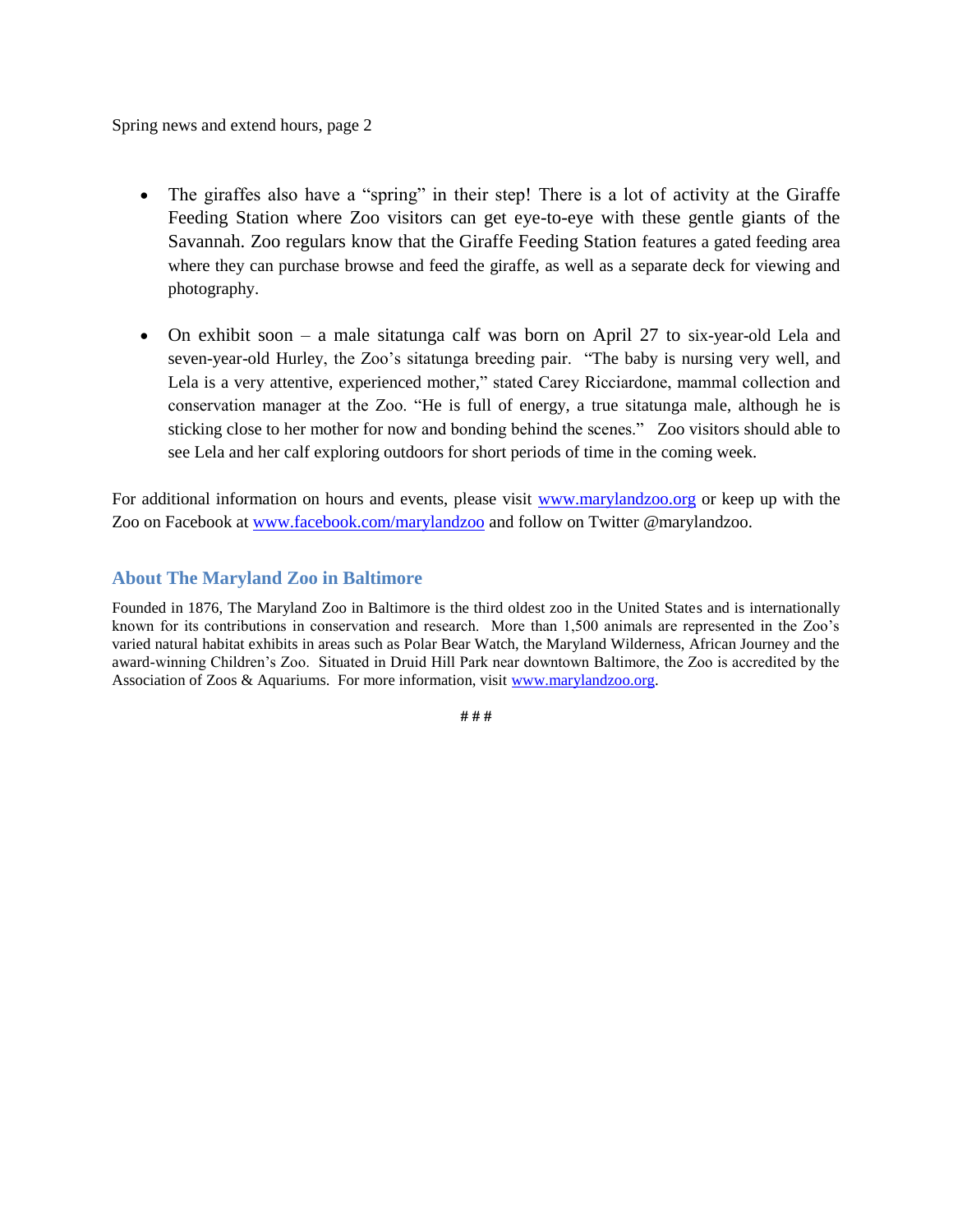- The giraffes also have a "spring" in their step! There is a lot of activity at the Giraffe Feeding Station where Zoo visitors can get eye-to-eye with these gentle giants of the Savannah. Zoo regulars know that the Giraffe Feeding Station features a gated feeding area where they can purchase browse and feed the giraffe, as well as a separate deck for viewing and photography.

- On exhibit soon – a male sitatunga calf was born on April 27 to six-year-old Lela and seven-year-old Hurley, the Zoo's sitatunga breeding pair. "The baby is nursing very well, and Lela is a very attentive, experienced mother," stated Carey Ricciardone, mammal collection and conservation manager at the Zoo. "He is full of energy, a true sitatunga male, although he is sticking close to her mother for now and bonding behind the scenes." Zoo visitors should able to see Lela and her calf exploring outdoors for short periods of time in the coming week.

For additional information on hours and events, please visit www.marylandzoo.org or keep up with the Zoo on Facebook at www.facebook.com/marylandzoo and follow on Twitter @marylandzoo.

## About The Maryland Zoo in Baltimore

Founded in 1876, The Maryland Zoo in Baltimore is the third oldest zoo in the United States and is internationally known for its contributions in conservation and research. More than 1,500 animals are represented in the Zoo's varied natural habitat exhibits in areas such as Polar Bear Watch, the Maryland Wilderness, African Journey and the award-winning Children's Zoo. Situated in Druid Hill Park near downtown Baltimore, the Zoo is accredited by the Association of Zoos & Aquariums. For more information, visit www.marylandzoo.org.

# # #